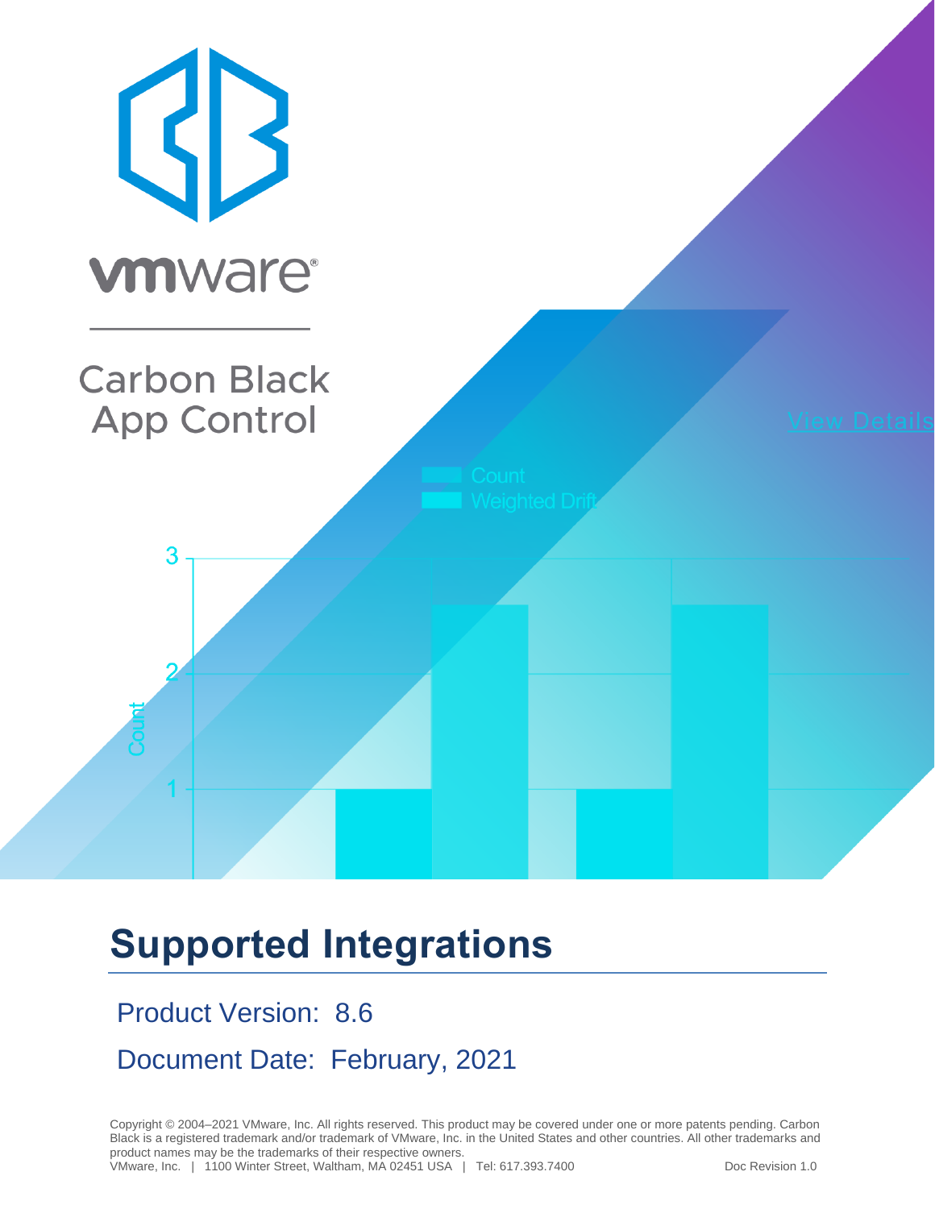vmware

Carbon Black
App Control

# Supported Integrations

Product Version: 8.6

Document Date: February, 2021

Copyright © 2004–2021 VMware, Inc. All rights reserved. This product may be covered under one or more patents pending. Carbon Black is a registered trademark and/or trademark of VMware, Inc. in the United States and other countries. All other trademarks and product names may be the trademarks of their respective owners.
VMware, Inc. | 1100 Winter Street, Waltham, MA 02451 USA | Tel: 617.393.7400 Doc Revision 1.0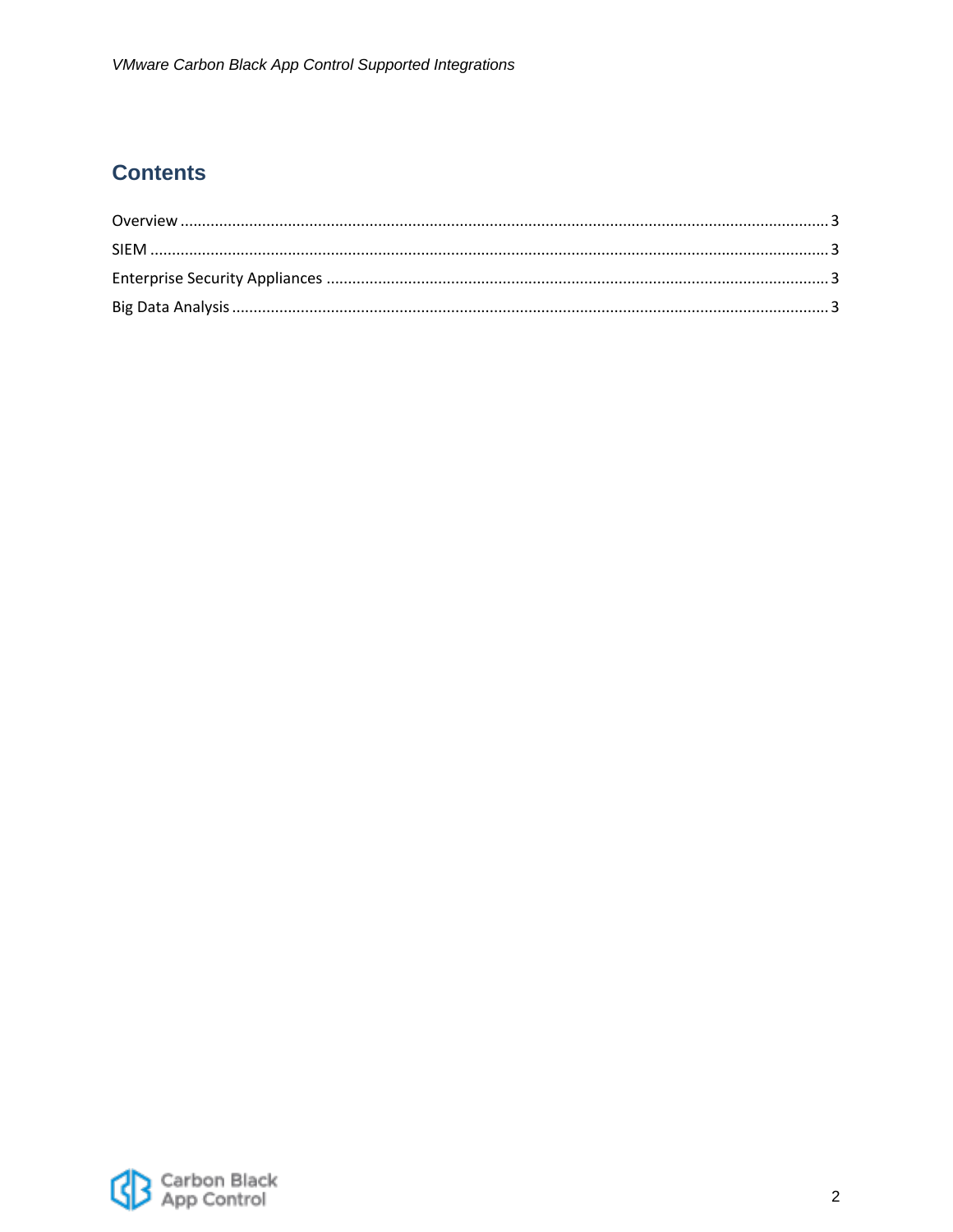# Contents

Overview ..................................................................................................................................... 3
SIEM ............................................................................................................................................ 3
Enterprise Security Appliances .................................................................................................... 3
Big Data Analysis .......................................................................................................................... 3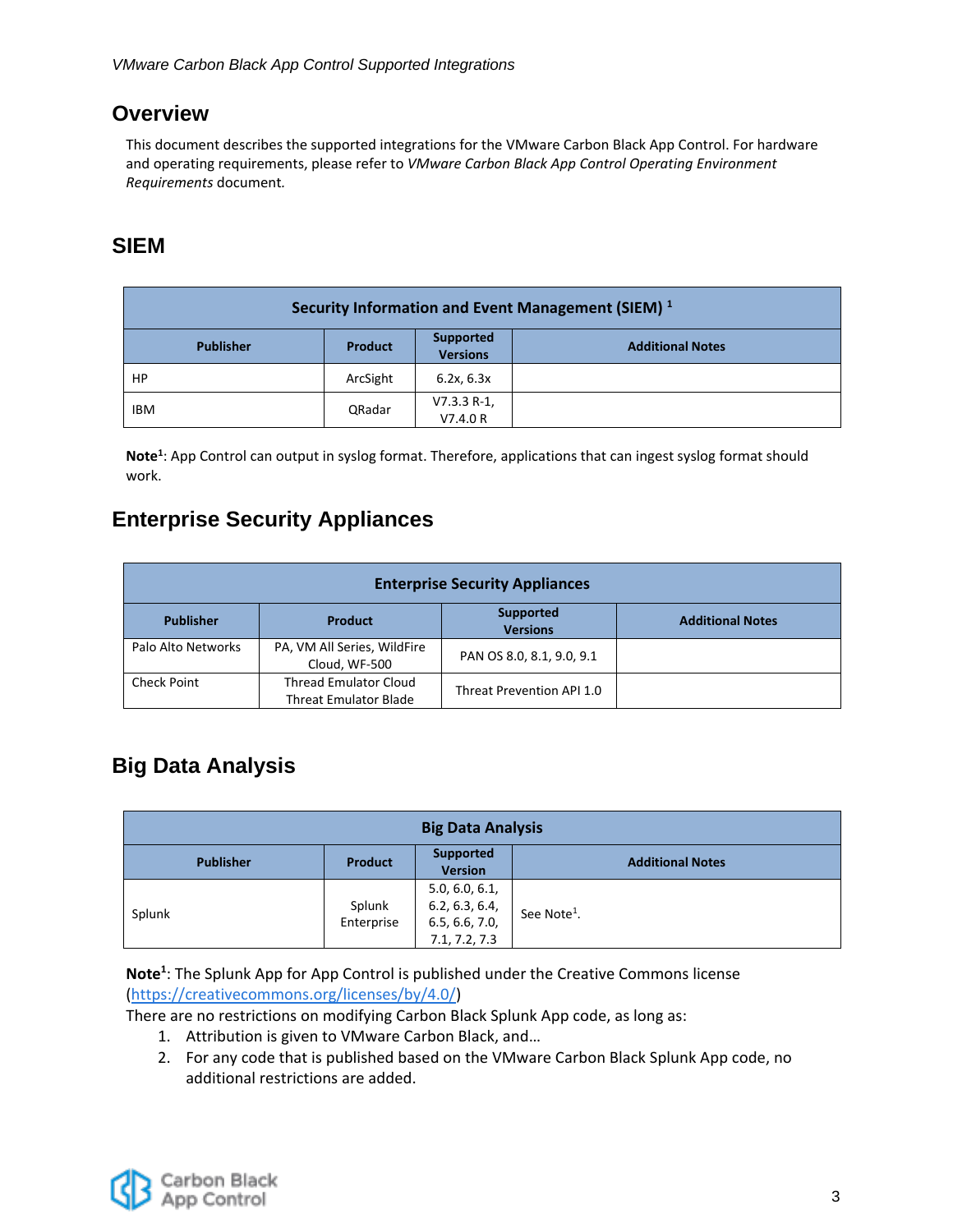## Overview

This document describes the supported integrations for the VMware Carbon Black App Control. For hardware and operating requirements, please refer to *VMware Carbon Black App Control Operating Environment Requirements* document.

## SIEM

| Security Information and Event Management (SIEM) [1] | | | |
|---|---|---|---|
| **Publisher** | **Product** | **Supported Versions** | **Additional Notes** |
| HP | ArcSight | 6.2x, 6.3x | |
| IBM | QRadar | V7.3.3 R-1, V7.4.0 R | |

**Note**[1]: App Control can output in syslog format. Therefore, applications that can ingest syslog format should work.

## Enterprise Security Appliances

| Enterprise Security Appliances | | | |
|---|---|---|---|
| **Publisher** | **Product** | **Supported Versions** | **Additional Notes** |
| Palo Alto Networks | PA, VM All Series, WildFire Cloud, WF-500 | PAN OS 8.0, 8.1, 9.0, 9.1 | |
| Check Point | Thread Emulator Cloud Threat Emulator Blade | Threat Prevention API 1.0 | |

## Big Data Analysis

| Big Data Analysis | | | |
|---|---|---|---|
| **Publisher** | **Product** | **Supported Version** | **Additional Notes** |
| Splunk | Splunk Enterprise | 5.0, 6.0, 6.1, 6.2, 6.3, 6.4, 6.5, 6.6, 7.0, 7.1, 7.2, 7.3 | See Note[1]. |

**Note**[1]: The Splunk App for App Control is published under the Creative Commons license (https://creativecommons.org/licenses/by/4.0/)
There are no restrictions on modifying Carbon Black Splunk App code, as long as:

1. Attribution is given to VMware Carbon Black, and…
2. For any code that is published based on the VMware Carbon Black Splunk App code, no additional restrictions are added.